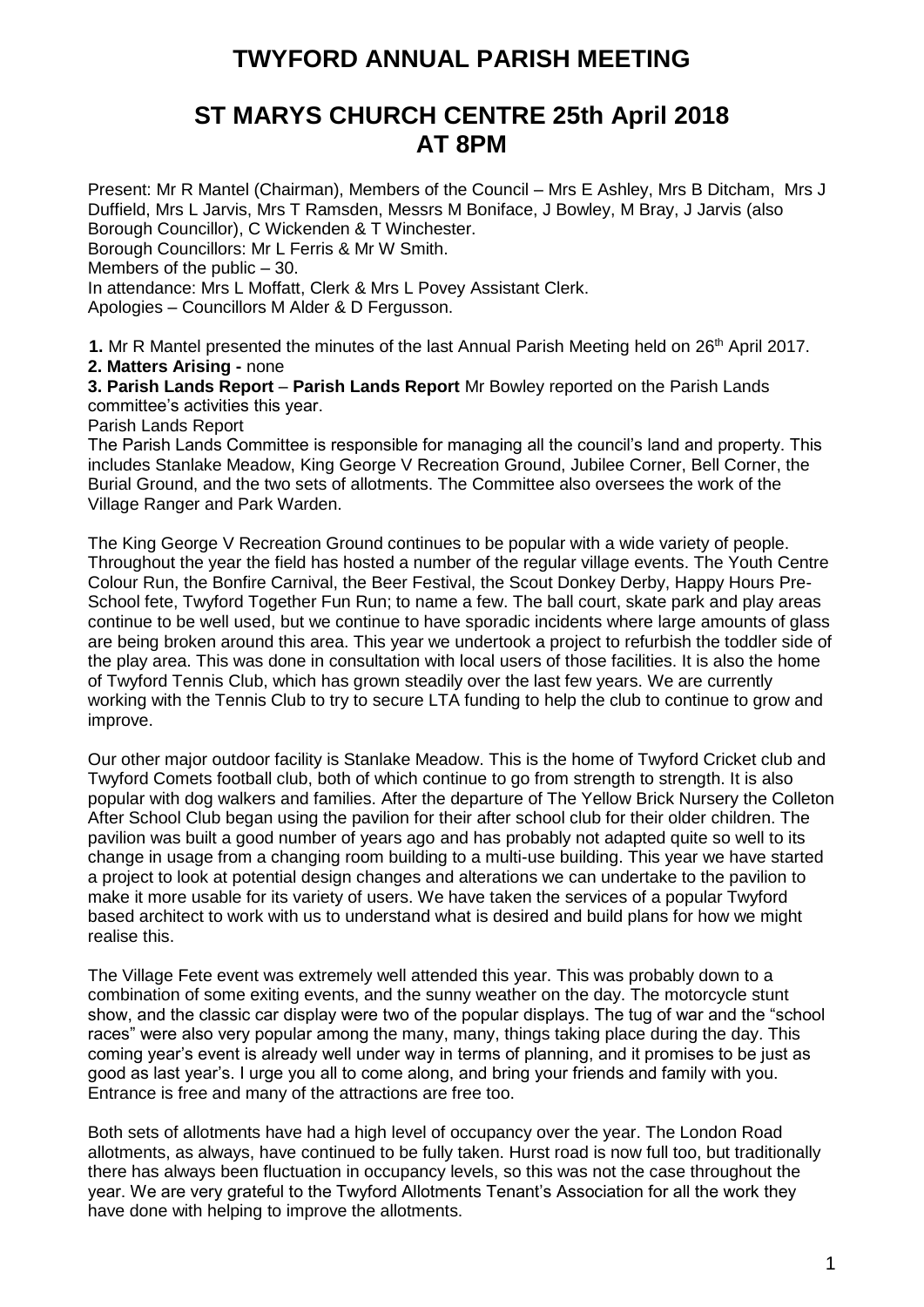# TWYFORD ANNUAL PARISH MEETING

## ST MARYS CHURCH CENTRE 25th April 2018 AT 8PM

Present: Mr R Mantel (Chairman), Members of the Council – Mrs E Ashley, Mrs B Ditcham, Mrs J Duffield, Mrs L Jarvis, Mrs T Ramsden, Messrs M Boniface, J Bowley, M Bray, J Jarvis (also Borough Councillor), C Wickenden & T Winchester.
Borough Councillors: Mr L Ferris & Mr W Smith.
Members of the public – 30.
In attendance: Mrs L Moffatt, Clerk & Mrs L Povey Assistant Clerk.
Apologies – Councillors M Alder & D Fergusson.

**1.** Mr R Mantel presented the minutes of the last Annual Parish Meeting held on 26th April 2017.
**2. Matters Arising -** none
**3. Parish Lands Report** – **Parish Lands Report** Mr Bowley reported on the Parish Lands committee's activities this year.
Parish Lands Report
The Parish Lands Committee is responsible for managing all the council's land and property. This includes Stanlake Meadow, King George V Recreation Ground, Jubilee Corner, Bell Corner, the Burial Ground, and the two sets of allotments. The Committee also oversees the work of the Village Ranger and Park Warden.

The King George V Recreation Ground continues to be popular with a wide variety of people. Throughout the year the field has hosted a number of the regular village events. The Youth Centre Colour Run, the Bonfire Carnival, the Beer Festival, the Scout Donkey Derby, Happy Hours Pre-School fete, Twyford Together Fun Run; to name a few. The ball court, skate park and play areas continue to be well used, but we continue to have sporadic incidents where large amounts of glass are being broken around this area. This year we undertook a project to refurbish the toddler side of the play area. This was done in consultation with local users of those facilities. It is also the home of Twyford Tennis Club, which has grown steadily over the last few years. We are currently working with the Tennis Club to try to secure LTA funding to help the club to continue to grow and improve.

Our other major outdoor facility is Stanlake Meadow. This is the home of Twyford Cricket club and Twyford Comets football club, both of which continue to go from strength to strength. It is also popular with dog walkers and families. After the departure of The Yellow Brick Nursery the Colleton After School Club began using the pavilion for their after school club for their older children. The pavilion was built a good number of years ago and has probably not adapted quite so well to its change in usage from a changing room building to a multi-use building. This year we have started a project to look at potential design changes and alterations we can undertake to the pavilion to make it more usable for its variety of users. We have taken the services of a popular Twyford based architect to work with us to understand what is desired and build plans for how we might realise this.

The Village Fete event was extremely well attended this year. This was probably down to a combination of some exiting events, and the sunny weather on the day. The motorcycle stunt show, and the classic car display were two of the popular displays. The tug of war and the "school races" were also very popular among the many, many, things taking place during the day. This coming year's event is already well under way in terms of planning, and it promises to be just as good as last year's. I urge you all to come along, and bring your friends and family with you. Entrance is free and many of the attractions are free too.

Both sets of allotments have had a high level of occupancy over the year. The London Road allotments, as always, have continued to be fully taken. Hurst road is now full too, but traditionally there has always been fluctuation in occupancy levels, so this was not the case throughout the year. We are very grateful to the Twyford Allotments Tenant's Association for all the work they have done with helping to improve the allotments.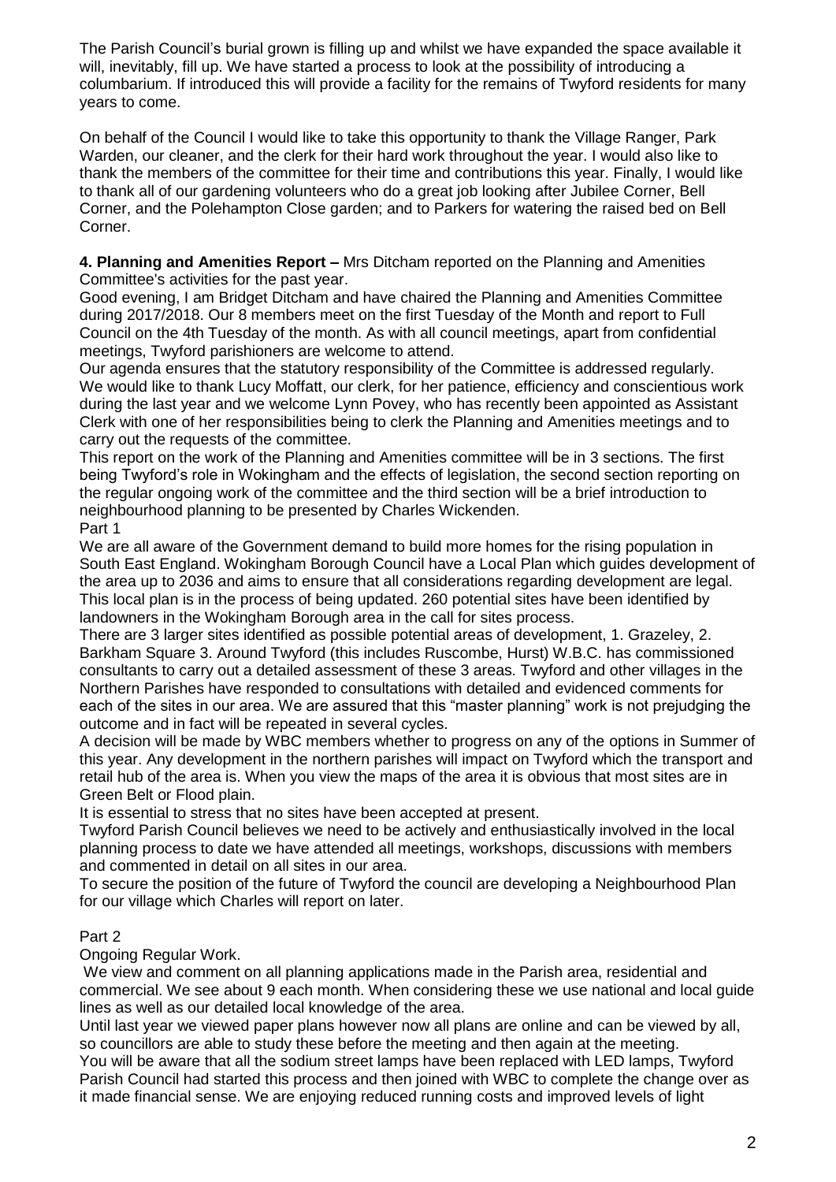The Parish Council's burial grown is filling up and whilst we have expanded the space available it will, inevitably, fill up. We have started a process to look at the possibility of introducing a columbarium. If introduced this will provide a facility for the remains of Twyford residents for many years to come.

On behalf of the Council I would like to take this opportunity to thank the Village Ranger, Park Warden, our cleaner, and the clerk for their hard work throughout the year. I would also like to thank the members of the committee for their time and contributions this year. Finally, I would like to thank all of our gardening volunteers who do a great job looking after Jubilee Corner, Bell Corner, and the Polehampton Close garden; and to Parkers for watering the raised bed on Bell Corner.

**4. Planning and Amenities Report –** Mrs Ditcham reported on the Planning and Amenities Committee's activities for the past year.

Good evening, I am Bridget Ditcham and have chaired the Planning and Amenities Committee during 2017/2018. Our 8 members meet on the first Tuesday of the Month and report to Full Council on the 4th Tuesday of the month. As with all council meetings, apart from confidential meetings, Twyford parishioners are welcome to attend.

Our agenda ensures that the statutory responsibility of the Committee is addressed regularly. We would like to thank Lucy Moffatt, our clerk, for her patience, efficiency and conscientious work during the last year and we welcome Lynn Povey, who has recently been appointed as Assistant Clerk with one of her responsibilities being to clerk the Planning and Amenities meetings and to carry out the requests of the committee.

This report on the work of the Planning and Amenities committee will be in 3 sections. The first being Twyford's role in Wokingham and the effects of legislation, the second section reporting on the regular ongoing work of the committee and the third section will be a brief introduction to neighbourhood planning to be presented by Charles Wickenden.

Part 1

We are all aware of the Government demand to build more homes for the rising population in South East England. Wokingham Borough Council have a Local Plan which guides development of the area up to 2036 and aims to ensure that all considerations regarding development are legal. This local plan is in the process of being updated. 260 potential sites have been identified by landowners in the Wokingham Borough area in the call for sites process.

There are 3 larger sites identified as possible potential areas of development, 1. Grazeley, 2. Barkham Square 3. Around Twyford (this includes Ruscombe, Hurst) W.B.C. has commissioned consultants to carry out a detailed assessment of these 3 areas. Twyford and other villages in the Northern Parishes have responded to consultations with detailed and evidenced comments for each of the sites in our area. We are assured that this "master planning" work is not prejudging the outcome and in fact will be repeated in several cycles.

A decision will be made by WBC members whether to progress on any of the options in Summer of this year. Any development in the northern parishes will impact on Twyford which the transport and retail hub of the area is. When you view the maps of the area it is obvious that most sites are in Green Belt or Flood plain.

It is essential to stress that no sites have been accepted at present.

Twyford Parish Council believes we need to be actively and enthusiastically involved in the local planning process to date we have attended all meetings, workshops, discussions with members and commented in detail on all sites in our area.

To secure the position of the future of Twyford the council are developing a Neighbourhood Plan for our village which Charles will report on later.

Part 2

Ongoing Regular Work.

We view and comment on all planning applications made in the Parish area, residential and commercial. We see about 9 each month. When considering these we use national and local guide lines as well as our detailed local knowledge of the area.

Until last year we viewed paper plans however now all plans are online and can be viewed by all, so councillors are able to study these before the meeting and then again at the meeting.

You will be aware that all the sodium street lamps have been replaced with LED lamps, Twyford Parish Council had started this process and then joined with WBC to complete the change over as it made financial sense. We are enjoying reduced running costs and improved levels of light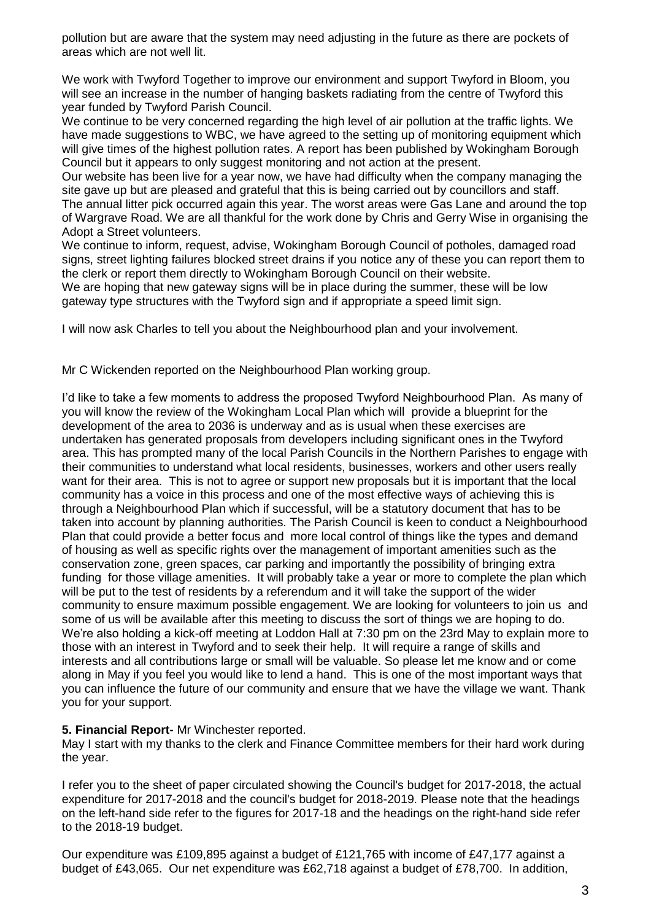pollution but are aware that the system may need adjusting in the future as there are pockets of areas which are not well lit.

We work with Twyford Together to improve our environment and support Twyford in Bloom, you will see an increase in the number of hanging baskets radiating from the centre of Twyford this year funded by Twyford Parish Council.

We continue to be very concerned regarding the high level of air pollution at the traffic lights. We have made suggestions to WBC, we have agreed to the setting up of monitoring equipment which will give times of the highest pollution rates. A report has been published by Wokingham Borough Council but it appears to only suggest monitoring and not action at the present.

Our website has been live for a year now, we have had difficulty when the company managing the site gave up but are pleased and grateful that this is being carried out by councillors and staff.

The annual litter pick occurred again this year. The worst areas were Gas Lane and around the top of Wargrave Road. We are all thankful for the work done by Chris and Gerry Wise in organising the Adopt a Street volunteers.

We continue to inform, request, advise, Wokingham Borough Council of potholes, damaged road signs, street lighting failures blocked street drains if you notice any of these you can report them to the clerk or report them directly to Wokingham Borough Council on their website.

We are hoping that new gateway signs will be in place during the summer, these will be low gateway type structures with the Twyford sign and if appropriate a speed limit sign.

I will now ask Charles to tell you about the Neighbourhood plan and your involvement.

Mr C Wickenden reported on the Neighbourhood Plan working group.

I'd like to take a few moments to address the proposed Twyford Neighbourhood Plan. As many of you will know the review of the Wokingham Local Plan which will provide a blueprint for the development of the area to 2036 is underway and as is usual when these exercises are undertaken has generated proposals from developers including significant ones in the Twyford area. This has prompted many of the local Parish Councils in the Northern Parishes to engage with their communities to understand what local residents, businesses, workers and other users really want for their area. This is not to agree or support new proposals but it is important that the local community has a voice in this process and one of the most effective ways of achieving this is through a Neighbourhood Plan which if successful, will be a statutory document that has to be taken into account by planning authorities. The Parish Council is keen to conduct a Neighbourhood Plan that could provide a better focus and more local control of things like the types and demand of housing as well as specific rights over the management of important amenities such as the conservation zone, green spaces, car parking and importantly the possibility of bringing extra funding for those village amenities. It will probably take a year or more to complete the plan which will be put to the test of residents by a referendum and it will take the support of the wider community to ensure maximum possible engagement. We are looking for volunteers to join us and some of us will be available after this meeting to discuss the sort of things we are hoping to do. We're also holding a kick-off meeting at Loddon Hall at 7:30 pm on the 23rd May to explain more to those with an interest in Twyford and to seek their help. It will require a range of skills and interests and all contributions large or small will be valuable. So please let me know and or come along in May if you feel you would like to lend a hand. This is one of the most important ways that you can influence the future of our community and ensure that we have the village we want. Thank you for your support.

**5. Financial Report-** Mr Winchester reported.

May I start with my thanks to the clerk and Finance Committee members for their hard work during the year.

I refer you to the sheet of paper circulated showing the Council's budget for 2017-2018, the actual expenditure for 2017-2018 and the council's budget for 2018-2019. Please note that the headings on the left-hand side refer to the figures for 2017-18 and the headings on the right-hand side refer to the 2018-19 budget.

Our expenditure was £109,895 against a budget of £121,765 with income of £47,177 against a budget of £43,065. Our net expenditure was £62,718 against a budget of £78,700. In addition,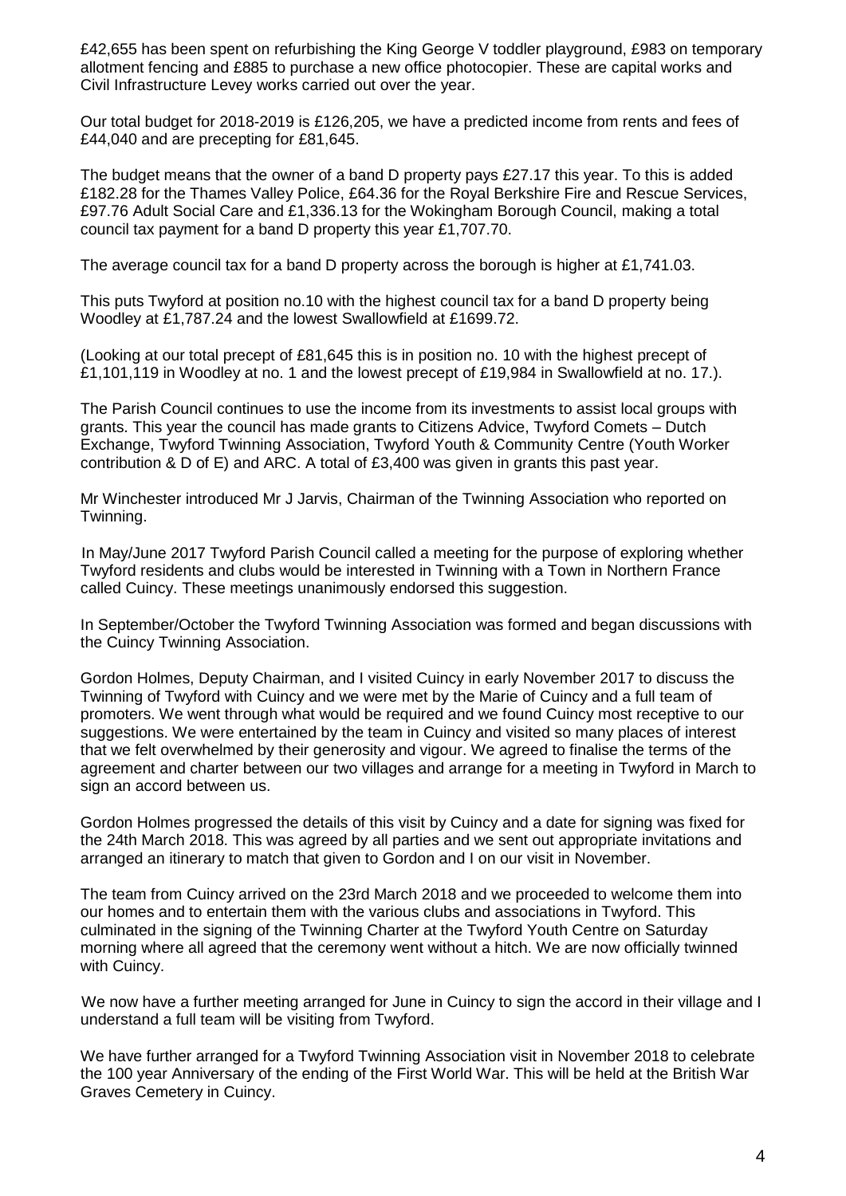£42,655 has been spent on refurbishing the King George V toddler playground, £983 on temporary allotment fencing and £885 to purchase a new office photocopier. These are capital works and Civil Infrastructure Levey works carried out over the year.

Our total budget for 2018-2019 is £126,205, we have a predicted income from rents and fees of £44,040 and are precepting for £81,645.

The budget means that the owner of a band D property pays £27.17 this year. To this is added £182.28 for the Thames Valley Police, £64.36 for the Royal Berkshire Fire and Rescue Services, £97.76 Adult Social Care and £1,336.13 for the Wokingham Borough Council, making a total council tax payment for a band D property this year £1,707.70.

The average council tax for a band D property across the borough is higher at £1,741.03.

This puts Twyford at position no.10 with the highest council tax for a band D property being Woodley at £1,787.24 and the lowest Swallowfield at £1699.72.

(Looking at our total precept of £81,645 this is in position no. 10 with the highest precept of £1,101,119 in Woodley at no. 1 and the lowest precept of £19,984 in Swallowfield at no. 17.).

The Parish Council continues to use the income from its investments to assist local groups with grants. This year the council has made grants to Citizens Advice, Twyford Comets – Dutch Exchange, Twyford Twinning Association, Twyford Youth & Community Centre (Youth Worker contribution & D of E) and ARC. A total of £3,400 was given in grants this past year.

Mr Winchester introduced Mr J Jarvis, Chairman of the Twinning Association who reported on Twinning.

In May/June 2017 Twyford Parish Council called a meeting for the purpose of exploring whether Twyford residents and clubs would be interested in Twinning with a Town in Northern France called Cuincy. These meetings unanimously endorsed this suggestion.

In September/October the Twyford Twinning Association was formed and began discussions with the Cuincy Twinning Association.

Gordon Holmes, Deputy Chairman, and I visited Cuincy in early November 2017 to discuss the Twinning of Twyford with Cuincy and we were met by the Marie of Cuincy and a full team of promoters. We went through what would be required and we found Cuincy most receptive to our suggestions. We were entertained by the team in Cuincy and visited so many places of interest that we felt overwhelmed by their generosity and vigour. We agreed to finalise the terms of the agreement and charter between our two villages and arrange for a meeting in Twyford in March to sign an accord between us.

Gordon Holmes progressed the details of this visit by Cuincy and a date for signing was fixed for the 24th March 2018. This was agreed by all parties and we sent out appropriate invitations and arranged an itinerary to match that given to Gordon and I on our visit in November.

The team from Cuincy arrived on the 23rd March 2018 and we proceeded to welcome them into our homes and to entertain them with the various clubs and associations in Twyford. This culminated in the signing of the Twinning Charter at the Twyford Youth Centre on Saturday morning where all agreed that the ceremony went without a hitch. We are now officially twinned with Cuincy.

We now have a further meeting arranged for June in Cuincy to sign the accord in their village and I understand a full team will be visiting from Twyford.

We have further arranged for a Twyford Twinning Association visit in November 2018 to celebrate the 100 year Anniversary of the ending of the First World War. This will be held at the British War Graves Cemetery in Cuincy.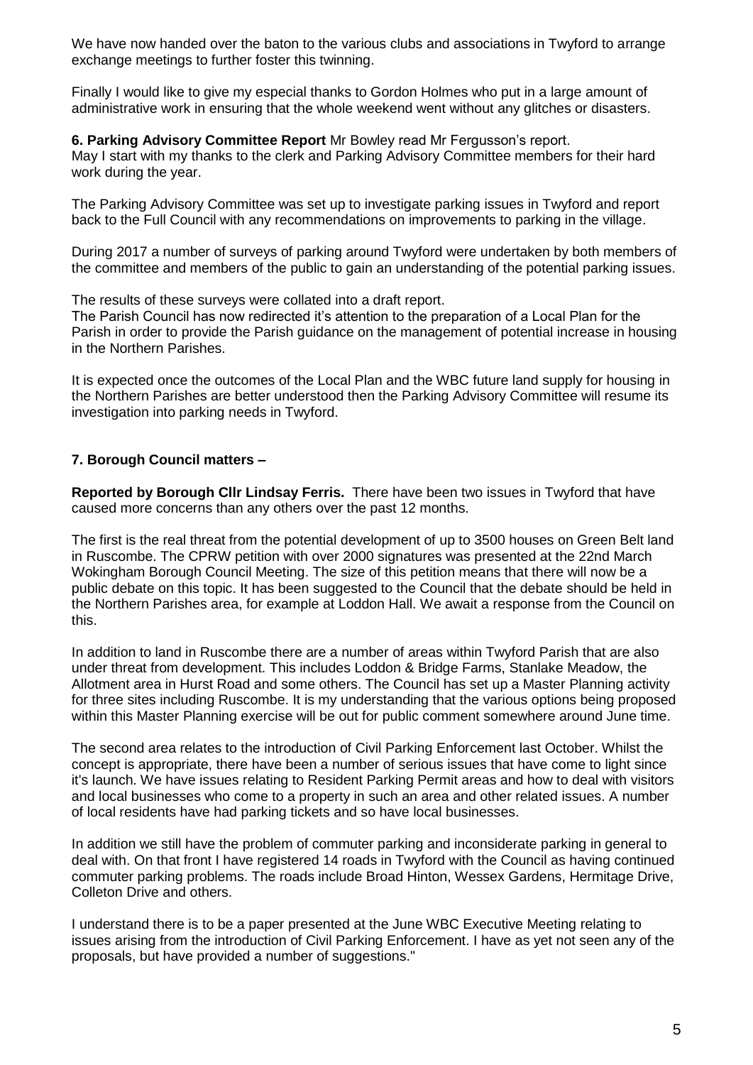We have now handed over the baton to the various clubs and associations in Twyford to arrange exchange meetings to further foster this twinning.

Finally I would like to give my especial thanks to Gordon Holmes who put in a large amount of administrative work in ensuring that the whole weekend went without any glitches or disasters.

**6. Parking Advisory Committee Report** Mr Bowley read Mr Fergusson's report.
May I start with my thanks to the clerk and Parking Advisory Committee members for their hard work during the year.

The Parking Advisory Committee was set up to investigate parking issues in Twyford and report back to the Full Council with any recommendations on improvements to parking in the village.

During 2017 a number of surveys of parking around Twyford were undertaken by both members of the committee and members of the public to gain an understanding of the potential parking issues.

The results of these surveys were collated into a draft report.
The Parish Council has now redirected it's attention to the preparation of a Local Plan for the Parish in order to provide the Parish guidance on the management of potential increase in housing in the Northern Parishes.

It is expected once the outcomes of the Local Plan and the WBC future land supply for housing in the Northern Parishes are better understood then the Parking Advisory Committee will resume its investigation into parking needs in Twyford.

**7. Borough Council matters –**

**Reported by Borough Cllr Lindsay Ferris.** There have been two issues in Twyford that have caused more concerns than any others over the past 12 months.

The first is the real threat from the potential development of up to 3500 houses on Green Belt land in Ruscombe. The CPRW petition with over 2000 signatures was presented at the 22nd March Wokingham Borough Council Meeting. The size of this petition means that there will now be a public debate on this topic. It has been suggested to the Council that the debate should be held in the Northern Parishes area, for example at Loddon Hall. We await a response from the Council on this.

In addition to land in Ruscombe there are a number of areas within Twyford Parish that are also under threat from development. This includes Loddon & Bridge Farms, Stanlake Meadow, the Allotment area in Hurst Road and some others. The Council has set up a Master Planning activity for three sites including Ruscombe. It is my understanding that the various options being proposed within this Master Planning exercise will be out for public comment somewhere around June time.

The second area relates to the introduction of Civil Parking Enforcement last October. Whilst the concept is appropriate, there have been a number of serious issues that have come to light since it's launch. We have issues relating to Resident Parking Permit areas and how to deal with visitors and local businesses who come to a property in such an area and other related issues. A number of local residents have had parking tickets and so have local businesses.

In addition we still have the problem of commuter parking and inconsiderate parking in general to deal with. On that front I have registered 14 roads in Twyford with the Council as having continued commuter parking problems. The roads include Broad Hinton, Wessex Gardens, Hermitage Drive, Colleton Drive and others.

I understand there is to be a paper presented at the June WBC Executive Meeting relating to issues arising from the introduction of Civil Parking Enforcement. I have as yet not seen any of the proposals, but have provided a number of suggestions."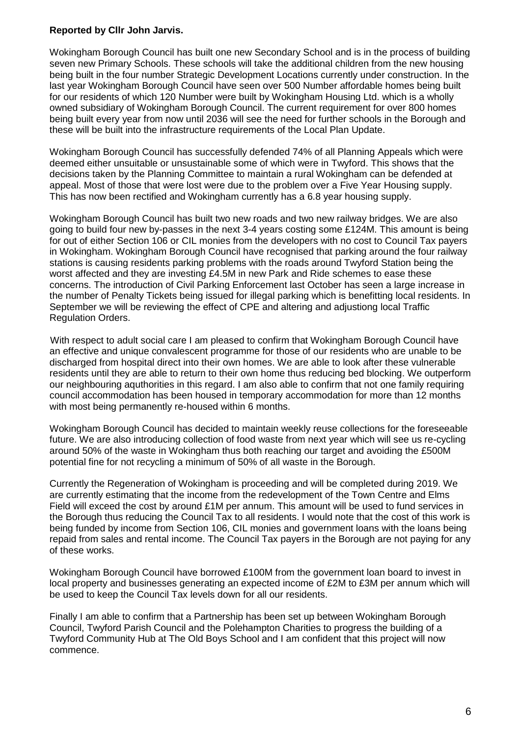**Reported by Cllr John Jarvis.**

Wokingham Borough Council has built one new Secondary School and is in the process of building seven new Primary Schools. These schools will take the additional children from the new housing being built in the four number Strategic Development Locations currently under construction. In the last year Wokingham Borough Council have seen over 500 Number affordable homes being built for our residents of which 120 Number were built by Wokingham Housing Ltd. which is a wholly owned subsidiary of Wokingham Borough Council. The current requirement for over 800 homes being built every year from now until 2036 will see the need for further schools in the Borough and these will be built into the infrastructure requirements of the Local Plan Update.

Wokingham Borough Council has successfully defended 74% of all Planning Appeals which were deemed either unsuitable or unsustainable some of which were in Twyford. This shows that the decisions taken by the Planning Committee to maintain a rural Wokingham can be defended at appeal. Most of those that were lost were due to the problem over a Five Year Housing supply. This has now been rectified and Wokingham currently has a 6.8 year housing supply.

Wokingham Borough Council has built two new roads and two new railway bridges. We are also going to build four new by-passes in the next 3-4 years costing some £124M. This amount is being for out of either Section 106 or CIL monies from the developers with no cost to Council Tax payers in Wokingham. Wokingham Borough Council have recognised that parking around the four railway stations is causing residents parking problems with the roads around Twyford Station being the worst affected and they are investing £4.5M in new Park and Ride schemes to ease these concerns. The introduction of Civil Parking Enforcement last October has seen a large increase in the number of Penalty Tickets being issued for illegal parking which is benefitting local residents. In September we will be reviewing the effect of CPE and altering and adjustiong local Traffic Regulation Orders.

With respect to adult social care I am pleased to confirm that Wokingham Borough Council have an effective and unique convalescent programme for those of our residents who are unable to be discharged from hospital direct into their own homes. We are able to look after these vulnerable residents until they are able to return to their own home thus reducing bed blocking. We outperform our neighbouring aquthorities in this regard. I am also able to confirm that not one family requiring council accommodation has been housed in temporary accommodation for more than 12 months with most being permanently re-housed within 6 months.

Wokingham Borough Council has decided to maintain weekly reuse collections for the foreseeable future. We are also introducing collection of food waste from next year which will see us re-cycling around 50% of the waste in Wokingham thus both reaching our target and avoiding the £500M potential fine for not recycling a minimum of 50% of all waste in the Borough.

Currently the Regeneration of Wokingham is proceeding and will be completed during 2019. We are currently estimating that the income from the redevelopment of the Town Centre and Elms Field will exceed the cost by around £1M per annum. This amount will be used to fund services in the Borough thus reducing the Council Tax to all residents. I would note that the cost of this work is being funded by income from Section 106, CIL monies and government loans with the loans being repaid from sales and rental income. The Council Tax payers in the Borough are not paying for any of these works.

Wokingham Borough Council have borrowed £100M from the government loan board to invest in local property and businesses generating an expected income of £2M to £3M per annum which will be used to keep the Council Tax levels down for all our residents.

Finally I am able to confirm that a Partnership has been set up between Wokingham Borough Council, Twyford Parish Council and the Polehampton Charities to progress the building of a Twyford Community Hub at The Old Boys School and I am confident that this project will now commence.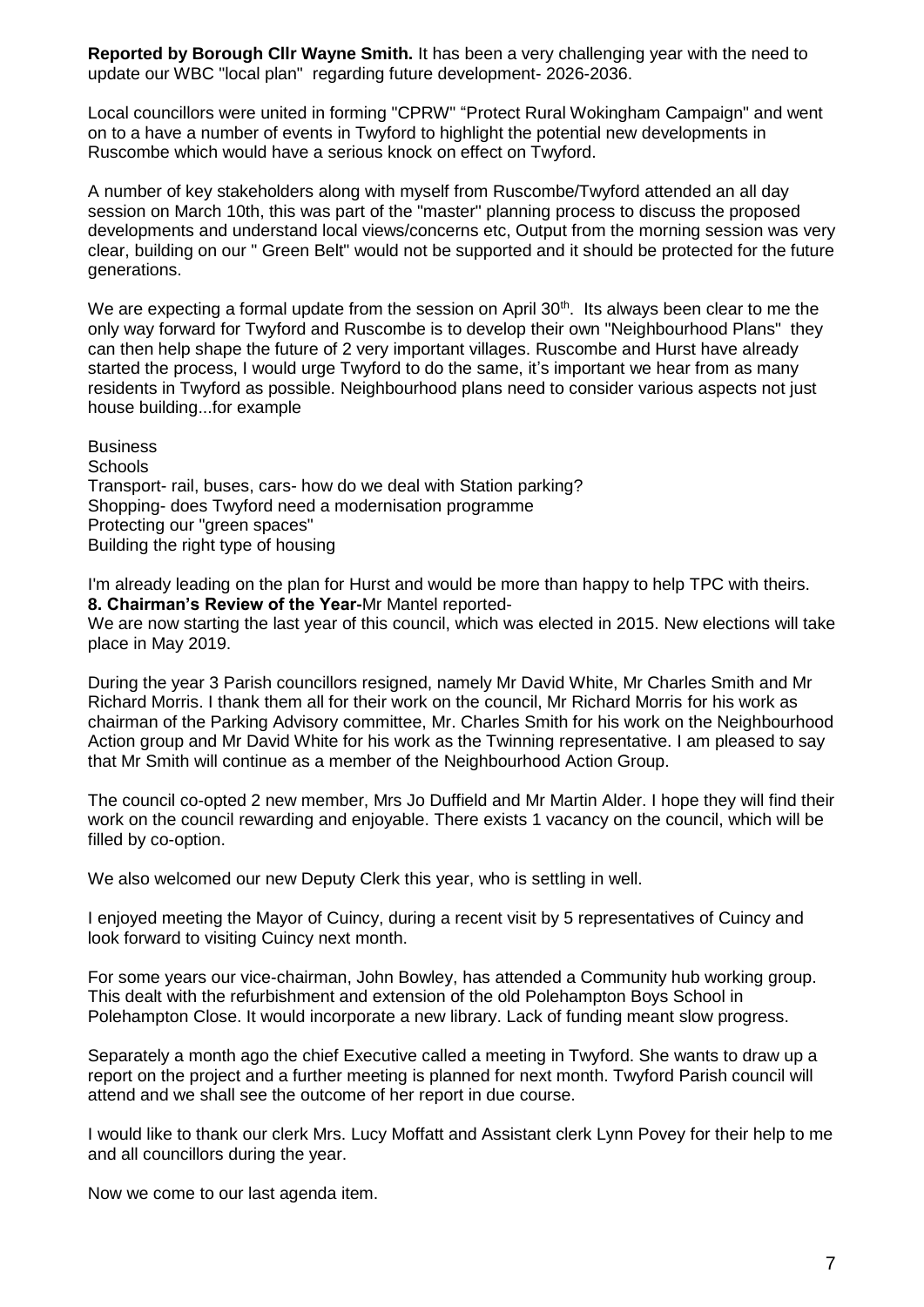**Reported by Borough Cllr Wayne Smith.** It has been a very challenging year with the need to update our WBC "local plan" regarding future development- 2026-2036.

Local councillors were united in forming "CPRW" "Protect Rural Wokingham Campaign" and went on to a have a number of events in Twyford to highlight the potential new developments in Ruscombe which would have a serious knock on effect on Twyford.

A number of key stakeholders along with myself from Ruscombe/Twyford attended an all day session on March 10th, this was part of the "master" planning process to discuss the proposed developments and understand local views/concerns etc, Output from the morning session was very clear, building on our " Green Belt" would not be supported and it should be protected for the future generations.

We are expecting a formal update from the session on April 30th. Its always been clear to me the only way forward for Twyford and Ruscombe is to develop their own "Neighbourhood Plans" they can then help shape the future of 2 very important villages. Ruscombe and Hurst have already started the process, I would urge Twyford to do the same, it's important we hear from as many residents in Twyford as possible. Neighbourhood plans need to consider various aspects not just house building...for example

Business
Schools
Transport- rail, buses, cars- how do we deal with Station parking?
Shopping- does Twyford need a modernisation programme
Protecting our "green spaces"
Building the right type of housing

I'm already leading on the plan for Hurst and would be more than happy to help TPC with theirs.

**8. Chairman's Review of the Year-**Mr Mantel reported-

We are now starting the last year of this council, which was elected in 2015. New elections will take place in May 2019.

During the year 3 Parish councillors resigned, namely Mr David White, Mr Charles Smith and Mr Richard Morris. I thank them all for their work on the council, Mr Richard Morris for his work as chairman of the Parking Advisory committee, Mr. Charles Smith for his work on the Neighbourhood Action group and Mr David White for his work as the Twinning representative. I am pleased to say that Mr Smith will continue as a member of the Neighbourhood Action Group.

The council co-opted 2 new member, Mrs Jo Duffield and Mr Martin Alder. I hope they will find their work on the council rewarding and enjoyable. There exists 1 vacancy on the council, which will be filled by co-option.

We also welcomed our new Deputy Clerk this year, who is settling in well.

I enjoyed meeting the Mayor of Cuincy, during a recent visit by 5 representatives of Cuincy and look forward to visiting Cuincy next month.

For some years our vice-chairman, John Bowley, has attended a Community hub working group. This dealt with the refurbishment and extension of the old Polehampton Boys School in Polehampton Close. It would incorporate a new library. Lack of funding meant slow progress.

Separately a month ago the chief Executive called a meeting in Twyford. She wants to draw up a report on the project and a further meeting is planned for next month. Twyford Parish council will attend and we shall see the outcome of her report in due course.

I would like to thank our clerk Mrs. Lucy Moffatt and Assistant clerk Lynn Povey for their help to me and all councillors during the year.

Now we come to our last agenda item.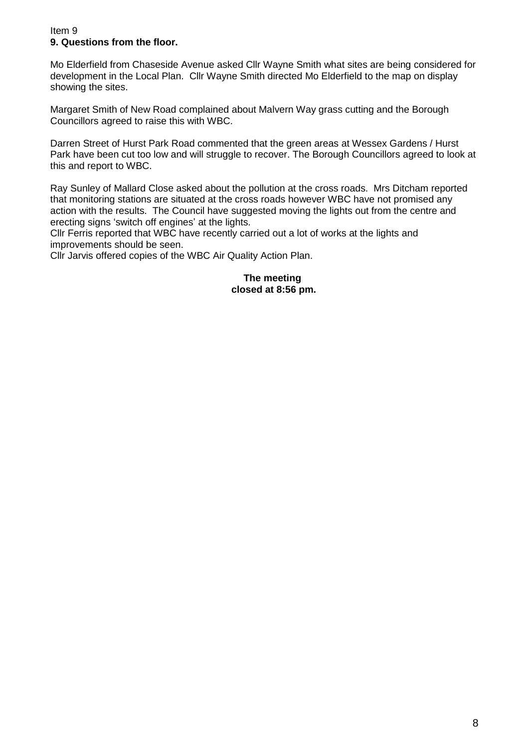Item 9

**9. Questions from the floor.**

Mo Elderfield from Chaseside Avenue asked Cllr Wayne Smith what sites are being considered for development in the Local Plan. Cllr Wayne Smith directed Mo Elderfield to the map on display showing the sites.

Margaret Smith of New Road complained about Malvern Way grass cutting and the Borough Councillors agreed to raise this with WBC.

Darren Street of Hurst Park Road commented that the green areas at Wessex Gardens / Hurst Park have been cut too low and will struggle to recover. The Borough Councillors agreed to look at this and report to WBC.

Ray Sunley of Mallard Close asked about the pollution at the cross roads. Mrs Ditcham reported that monitoring stations are situated at the cross roads however WBC have not promised any action with the results. The Council have suggested moving the lights out from the centre and erecting signs 'switch off engines' at the lights.
Cllr Ferris reported that WBC have recently carried out a lot of works at the lights and improvements should be seen.
Cllr Jarvis offered copies of the WBC Air Quality Action Plan.

**The meeting closed at 8:56 pm.**